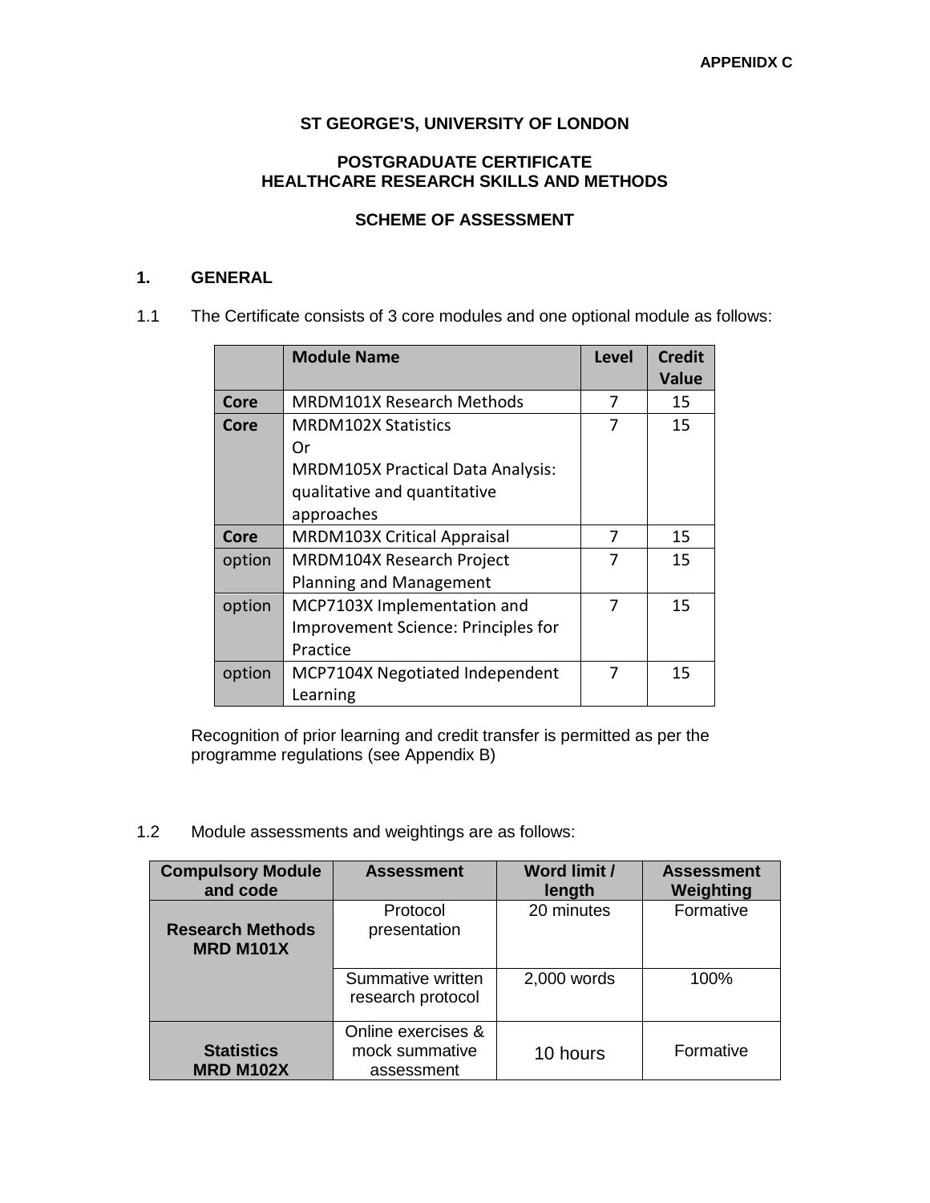**APPENIDX C**

# ST GEORGE'S, UNIVERSITY OF LONDON

## POSTGRADUATE CERTIFICATE
## HEALTHCARE RESEARCH SKILLS AND METHODS

## SCHEME OF ASSESSMENT

### 1. GENERAL

1.1 The Certificate consists of 3 core modules and one optional module as follows:

| | Module Name | Level | Credit Value |
|---|---|---|---|
| **Core** | MRDM101X Research Methods | 7 | 15 |
| **Core** | MRDM102X Statistics<br>Or<br>MRDM105X Practical Data Analysis: qualitative and quantitative approaches | 7 | 15 |
| **Core** | MRDM103X Critical Appraisal | 7 | 15 |
| option | MRDM104X Research Project Planning and Management | 7 | 15 |
| option | MCP7103X Implementation and Improvement Science: Principles for Practice | 7 | 15 |
| option | MCP7104X Negotiated Independent Learning | 7 | 15 |

Recognition of prior learning and credit transfer is permitted as per the programme regulations (see Appendix B)

1.2 Module assessments and weightings are as follows:

| Compulsory Module and code | Assessment | Word limit / length | Assessment Weighting |
|---|---|---|---|
| **Research Methods MRD M101X** | Protocol presentation | 20 minutes | Formative |
| | Summative written research protocol | 2,000 words | 100% |
| **Statistics MRD M102X** | Online exercises & mock summative assessment | 10 hours | Formative |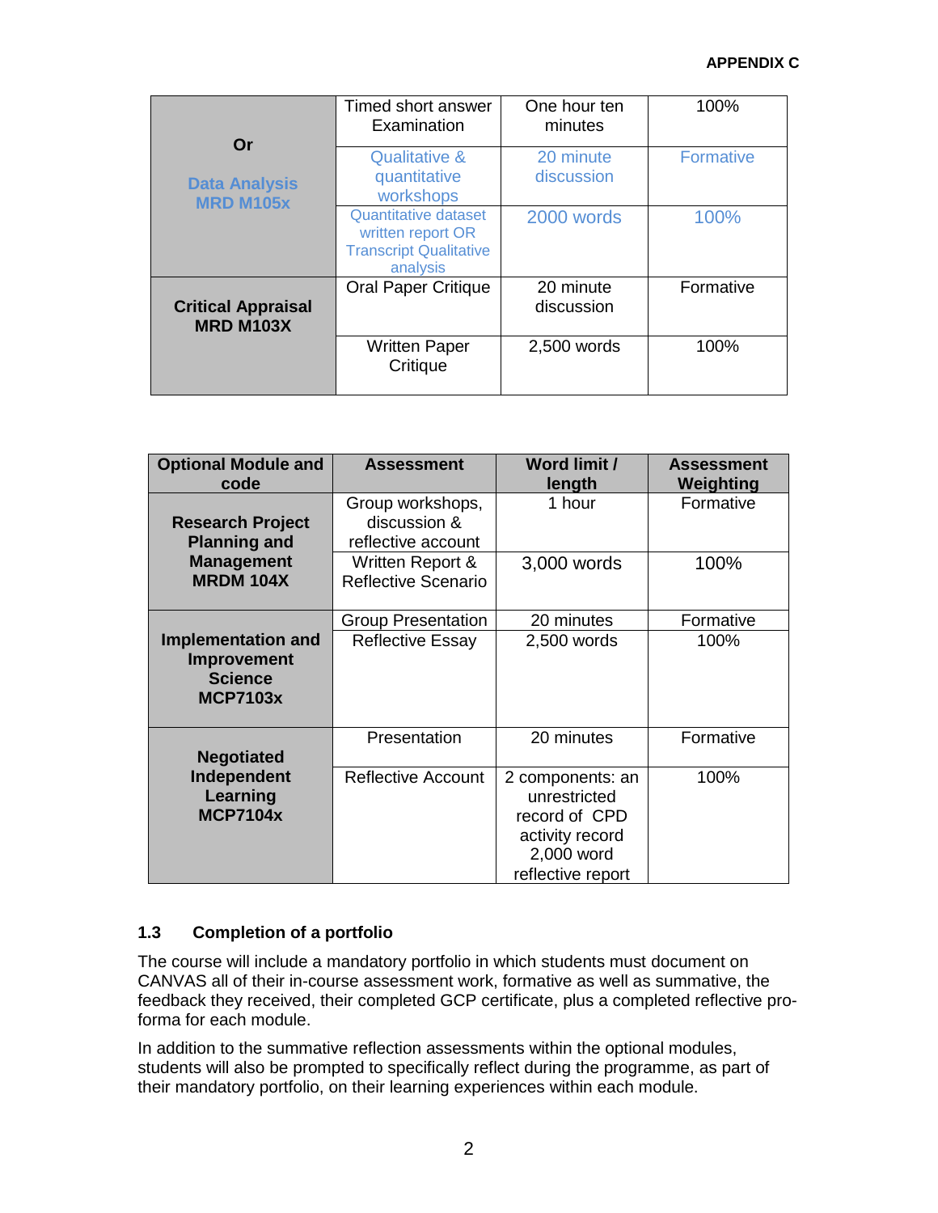**APPENDIX C**

| | | | |
|---|---|---|---|
| **Or**<br><br>**Data Analysis MRD M105x** | Timed short answer Examination | One hour ten minutes | 100% |
| | Qualitative & quantitative workshops | 20 minute discussion | Formative |
| | Quantitative dataset written report OR Transcript Qualitative analysis | 2000 words | 100% |
| **Critical Appraisal MRD M103X** | Oral Paper Critique | 20 minute discussion | Formative |
| | Written Paper Critique | 2,500 words | 100% |

| Optional Module and code | Assessment | Word limit / length | Assessment Weighting |
|---|---|---|---|
| **Research Project Planning and Management MRDM 104X** | Group workshops, discussion & reflective account | 1 hour | Formative |
| | Written Report & Reflective Scenario | 3,000 words | 100% |
| **Implementation and Improvement Science MCP7103x** | Group Presentation | 20 minutes | Formative |
| | Reflective Essay | 2,500 words | 100% |
| **Negotiated Independent Learning MCP7104x** | Presentation | 20 minutes | Formative |
| | Reflective Account | 2 components: an unrestricted record of CPD activity record 2,000 word reflective report | 100% |

### 1.3 Completion of a portfolio

The course will include a mandatory portfolio in which students must document on CANVAS all of their in-course assessment work, formative as well as summative, the feedback they received, their completed GCP certificate, plus a completed reflective pro-forma for each module.

In addition to the summative reflection assessments within the optional modules, students will also be prompted to specifically reflect during the programme, as part of their mandatory portfolio, on their learning experiences within each module.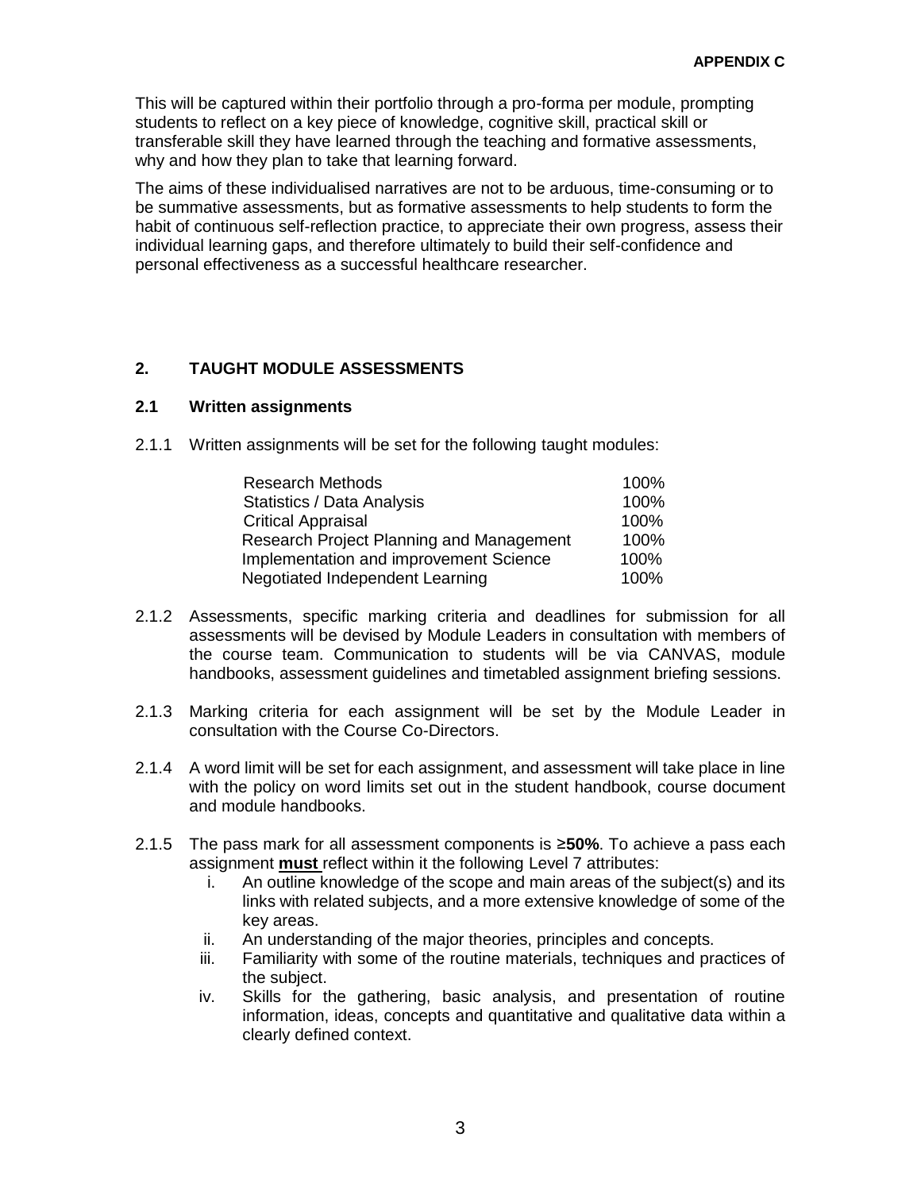This will be captured within their portfolio through a pro-forma per module, prompting students to reflect on a key piece of knowledge, cognitive skill, practical skill or transferable skill they have learned through the teaching and formative assessments, why and how they plan to take that learning forward.

The aims of these individualised narratives are not to be arduous, time-consuming or to be summative assessments, but as formative assessments to help students to form the habit of continuous self-reflection practice, to appreciate their own progress, assess their individual learning gaps, and therefore ultimately to build their self-confidence and personal effectiveness as a successful healthcare researcher.

## 2. TAUGHT MODULE ASSESSMENTS

### 2.1 Written assignments

2.1.1 Written assignments will be set for the following taught modules:

| Module | Weighting |
|---|---|
| Research Methods | 100% |
| Statistics / Data Analysis | 100% |
| Critical Appraisal | 100% |
| Research Project Planning and Management | 100% |
| Implementation and improvement Science | 100% |
| Negotiated Independent Learning | 100% |

2.1.2 Assessments, specific marking criteria and deadlines for submission for all assessments will be devised by Module Leaders in consultation with members of the course team. Communication to students will be via CANVAS, module handbooks, assessment guidelines and timetabled assignment briefing sessions.

2.1.3 Marking criteria for each assignment will be set by the Module Leader in consultation with the Course Co-Directors.

2.1.4 A word limit will be set for each assignment, and assessment will take place in line with the policy on word limits set out in the student handbook, course document and module handbooks.

2.1.5 The pass mark for all assessment components is **≥50%**. To achieve a pass each assignment **must** reflect within it the following Level 7 attributes:

i. An outline knowledge of the scope and main areas of the subject(s) and its links with related subjects, and a more extensive knowledge of some of the key areas.
ii. An understanding of the major theories, principles and concepts.
iii. Familiarity with some of the routine materials, techniques and practices of the subject.
iv. Skills for the gathering, basic analysis, and presentation of routine information, ideas, concepts and quantitative and qualitative data within a clearly defined context.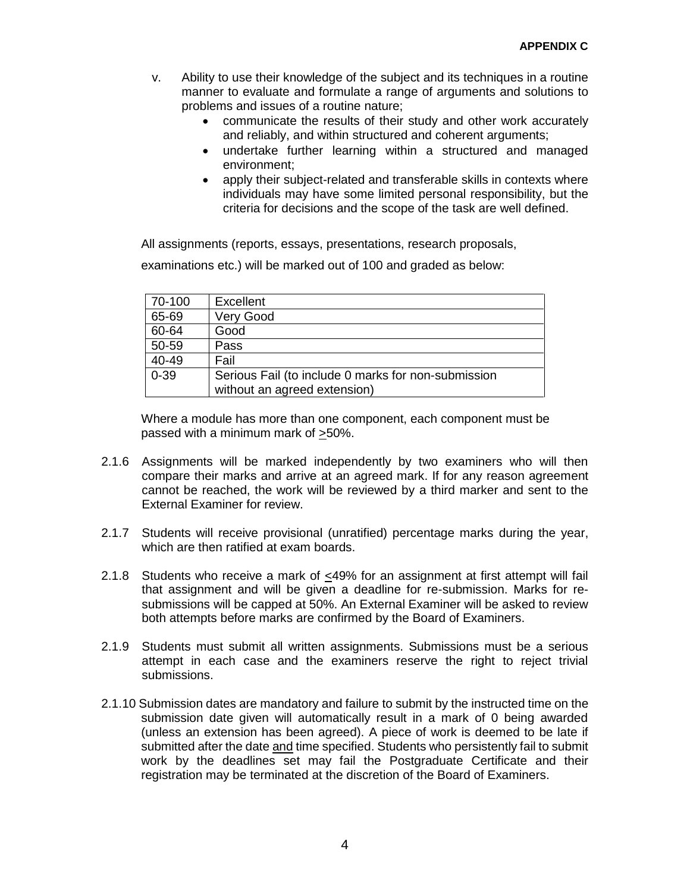**APPENDIX C**

v. Ability to use their knowledge of the subject and its techniques in a routine manner to evaluate and formulate a range of arguments and solutions to problems and issues of a routine nature;
   - communicate the results of their study and other work accurately and reliably, and within structured and coherent arguments;
   - undertake further learning within a structured and managed environment;
   - apply their subject-related and transferable skills in contexts where individuals may have some limited personal responsibility, but the criteria for decisions and the scope of the task are well defined.

All assignments (reports, essays, presentations, research proposals, examinations etc.) will be marked out of 100 and graded as below:

| 70-100 | Excellent |
|---|---|
| 65-69 | Very Good |
| 60-64 | Good |
| 50-59 | Pass |
| 40-49 | Fail |
| 0-39 | Serious Fail (to include 0 marks for non-submission without an agreed extension) |

Where a module has more than one component, each component must be passed with a minimum mark of ≥50%.

2.1.6 Assignments will be marked independently by two examiners who will then compare their marks and arrive at an agreed mark. If for any reason agreement cannot be reached, the work will be reviewed by a third marker and sent to the External Examiner for review.

2.1.7 Students will receive provisional (unratified) percentage marks during the year, which are then ratified at exam boards.

2.1.8 Students who receive a mark of ≤49% for an assignment at first attempt will fail that assignment and will be given a deadline for re-submission. Marks for re-submissions will be capped at 50%. An External Examiner will be asked to review both attempts before marks are confirmed by the Board of Examiners.

2.1.9 Students must submit all written assignments. Submissions must be a serious attempt in each case and the examiners reserve the right to reject trivial submissions.

2.1.10 Submission dates are mandatory and failure to submit by the instructed time on the submission date given will automatically result in a mark of 0 being awarded (unless an extension has been agreed). A piece of work is deemed to be late if submitted after the date <u>and</u> time specified. Students who persistently fail to submit work by the deadlines set may fail the Postgraduate Certificate and their registration may be terminated at the discretion of the Board of Examiners.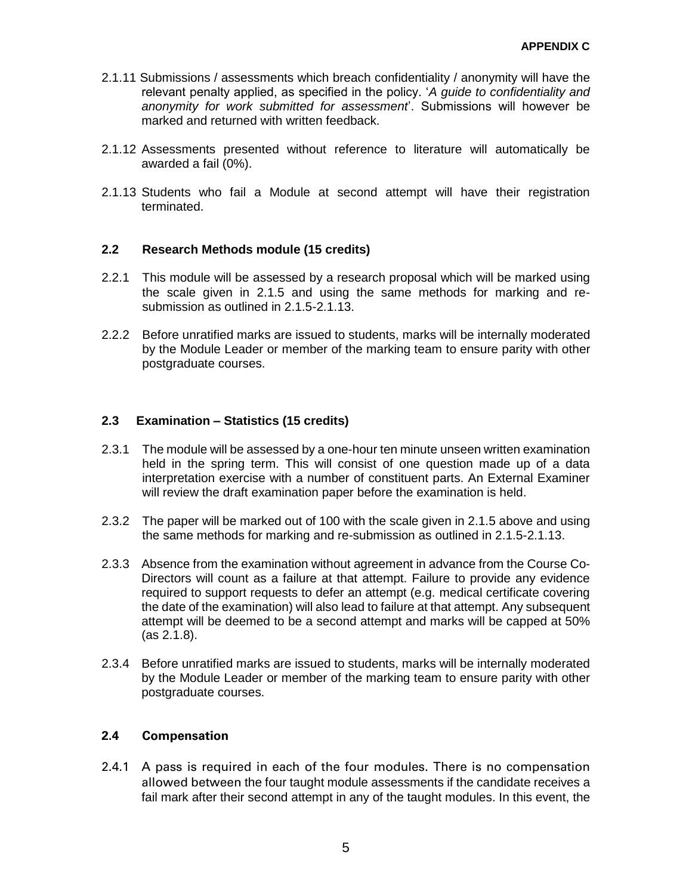2.1.11 Submissions / assessments which breach confidentiality / anonymity will have the relevant penalty applied, as specified in the policy. '*A guide to confidentiality and anonymity for work submitted for assessment*'. Submissions will however be marked and returned with written feedback.

2.1.12 Assessments presented without reference to literature will automatically be awarded a fail (0%).

2.1.13 Students who fail a Module at second attempt will have their registration terminated.

### 2.2 Research Methods module (15 credits)

2.2.1 This module will be assessed by a research proposal which will be marked using the scale given in 2.1.5 and using the same methods for marking and re-submission as outlined in 2.1.5-2.1.13.

2.2.2 Before unratified marks are issued to students, marks will be internally moderated by the Module Leader or member of the marking team to ensure parity with other postgraduate courses.

### 2.3 Examination – Statistics (15 credits)

2.3.1 The module will be assessed by a one-hour ten minute unseen written examination held in the spring term. This will consist of one question made up of a data interpretation exercise with a number of constituent parts. An External Examiner will review the draft examination paper before the examination is held.

2.3.2 The paper will be marked out of 100 with the scale given in 2.1.5 above and using the same methods for marking and re-submission as outlined in 2.1.5-2.1.13.

2.3.3 Absence from the examination without agreement in advance from the Course Co-Directors will count as a failure at that attempt. Failure to provide any evidence required to support requests to defer an attempt (e.g. medical certificate covering the date of the examination) will also lead to failure at that attempt. Any subsequent attempt will be deemed to be a second attempt and marks will be capped at 50% (as 2.1.8).

2.3.4 Before unratified marks are issued to students, marks will be internally moderated by the Module Leader or member of the marking team to ensure parity with other postgraduate courses.

### 2.4 Compensation

2.4.1 A pass is required in each of the four modules. There is no compensation allowed between the four taught module assessments if the candidate receives a fail mark after their second attempt in any of the taught modules. In this event, the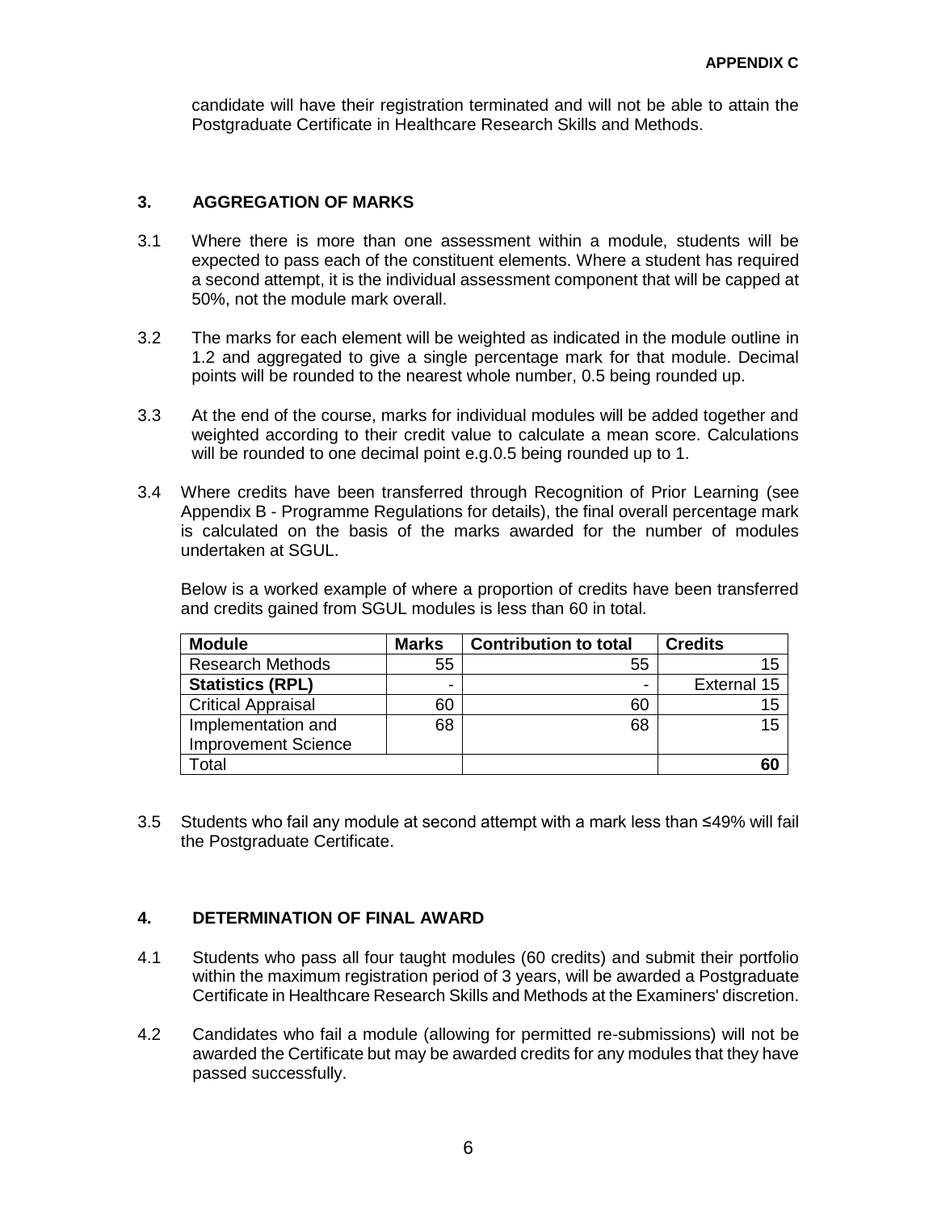candidate will have their registration terminated and will not be able to attain the Postgraduate Certificate in Healthcare Research Skills and Methods.

## 3. AGGREGATION OF MARKS

3.1 Where there is more than one assessment within a module, students will be expected to pass each of the constituent elements. Where a student has required a second attempt, it is the individual assessment component that will be capped at 50%, not the module mark overall.

3.2 The marks for each element will be weighted as indicated in the module outline in 1.2 and aggregated to give a single percentage mark for that module. Decimal points will be rounded to the nearest whole number, 0.5 being rounded up.

3.3 At the end of the course, marks for individual modules will be added together and weighted according to their credit value to calculate a mean score. Calculations will be rounded to one decimal point e.g.0.5 being rounded up to 1.

3.4 Where credits have been transferred through Recognition of Prior Learning (see Appendix B - Programme Regulations for details), the final overall percentage mark is calculated on the basis of the marks awarded for the number of modules undertaken at SGUL.

Below is a worked example of where a proportion of credits have been transferred and credits gained from SGUL modules is less than 60 in total.

| Module | Marks | Contribution to total | Credits |
|---|---|---|---|
| Research Methods | 55 | 55 | 15 |
| **Statistics (RPL)** | - | - | External 15 |
| Critical Appraisal | 60 | 60 | 15 |
| Implementation and Improvement Science | 68 | 68 | 15 |
| Total | | | **60** |

3.5 Students who fail any module at second attempt with a mark less than ≤49% will fail the Postgraduate Certificate.

## 4. DETERMINATION OF FINAL AWARD

4.1 Students who pass all four taught modules (60 credits) and submit their portfolio within the maximum registration period of 3 years, will be awarded a Postgraduate Certificate in Healthcare Research Skills and Methods at the Examiners' discretion.

4.2 Candidates who fail a module (allowing for permitted re-submissions) will not be awarded the Certificate but may be awarded credits for any modules that they have passed successfully.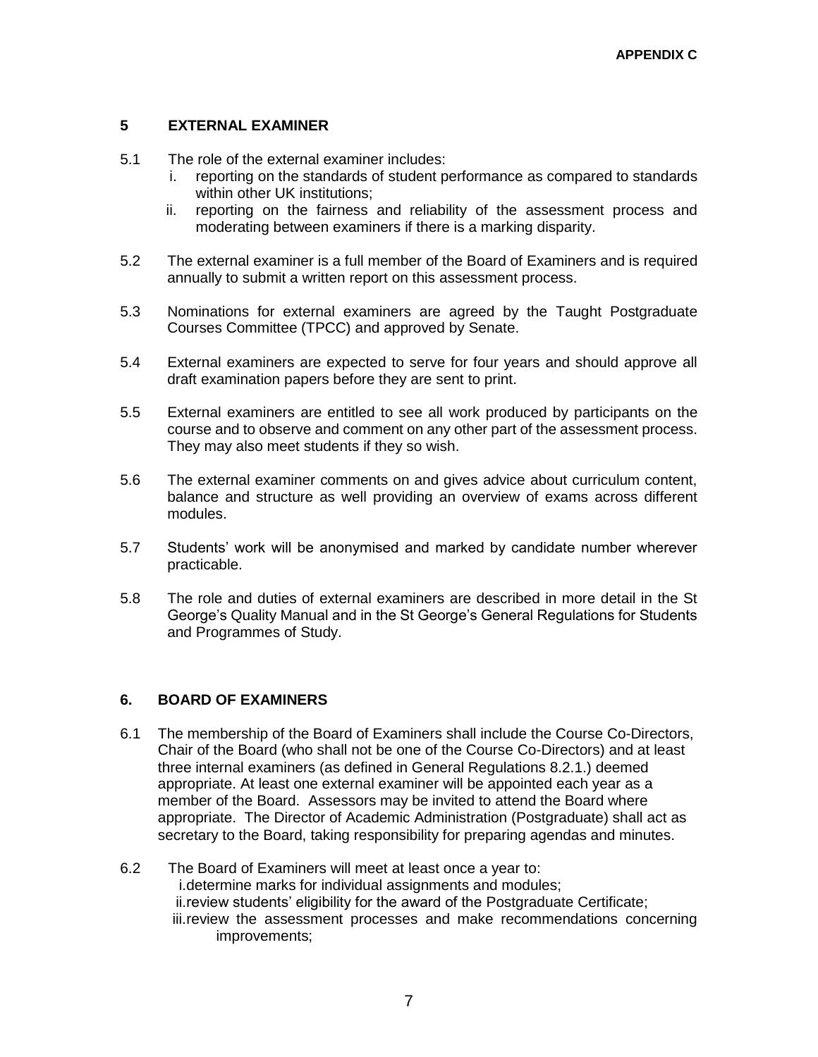**APPENDIX C**

## 5 EXTERNAL EXAMINER

5.1 The role of the external examiner includes:

   i. reporting on the standards of student performance as compared to standards within other UK institutions;
   ii. reporting on the fairness and reliability of the assessment process and moderating between examiners if there is a marking disparity.

5.2 The external examiner is a full member of the Board of Examiners and is required annually to submit a written report on this assessment process.

5.3 Nominations for external examiners are agreed by the Taught Postgraduate Courses Committee (TPCC) and approved by Senate.

5.4 External examiners are expected to serve for four years and should approve all draft examination papers before they are sent to print.

5.5 External examiners are entitled to see all work produced by participants on the course and to observe and comment on any other part of the assessment process. They may also meet students if they so wish.

5.6 The external examiner comments on and gives advice about curriculum content, balance and structure as well providing an overview of exams across different modules.

5.7 Students' work will be anonymised and marked by candidate number wherever practicable.

5.8 The role and duties of external examiners are described in more detail in the St George's Quality Manual and in the St George's General Regulations for Students and Programmes of Study.

## 6. BOARD OF EXAMINERS

6.1 The membership of the Board of Examiners shall include the Course Co-Directors, Chair of the Board (who shall not be one of the Course Co-Directors) and at least three internal examiners (as defined in General Regulations 8.2.1.) deemed appropriate. At least one external examiner will be appointed each year as a member of the Board. Assessors may be invited to attend the Board where appropriate. The Director of Academic Administration (Postgraduate) shall act as secretary to the Board, taking responsibility for preparing agendas and minutes.

6.2 The Board of Examiners will meet at least once a year to:

   i. determine marks for individual assignments and modules;
   ii. review students' eligibility for the award of the Postgraduate Certificate;
   iii. review the assessment processes and make recommendations concerning improvements;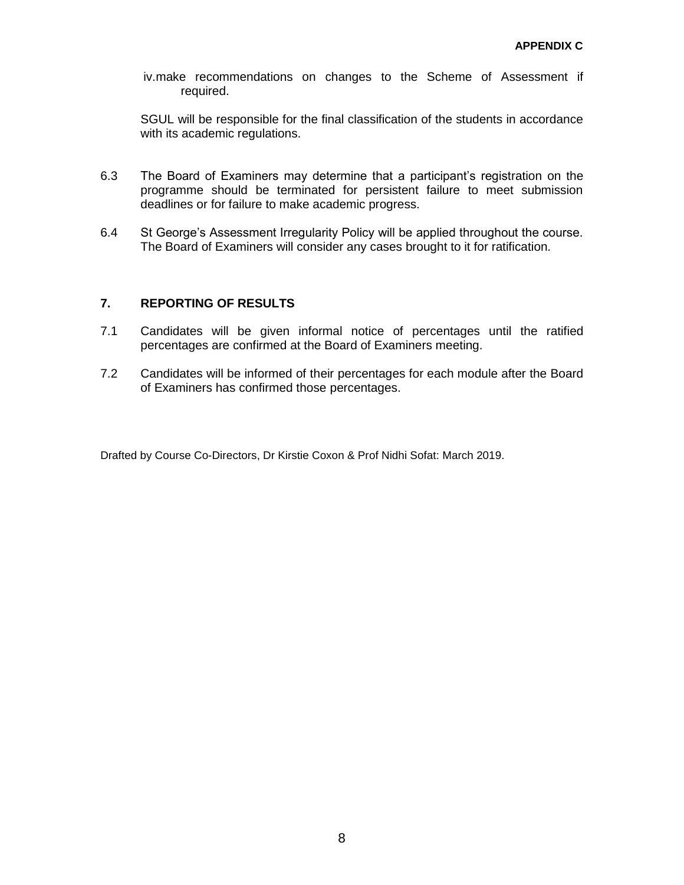iv. make recommendations on changes to the Scheme of Assessment if required.

SGUL will be responsible for the final classification of the students in accordance with its academic regulations.

6.3 The Board of Examiners may determine that a participant's registration on the programme should be terminated for persistent failure to meet submission deadlines or for failure to make academic progress.

6.4 St George's Assessment Irregularity Policy will be applied throughout the course. The Board of Examiners will consider any cases brought to it for ratification.

## 7. REPORTING OF RESULTS

7.1 Candidates will be given informal notice of percentages until the ratified percentages are confirmed at the Board of Examiners meeting.

7.2 Candidates will be informed of their percentages for each module after the Board of Examiners has confirmed those percentages.

Drafted by Course Co-Directors, Dr Kirstie Coxon & Prof Nidhi Sofat: March 2019.